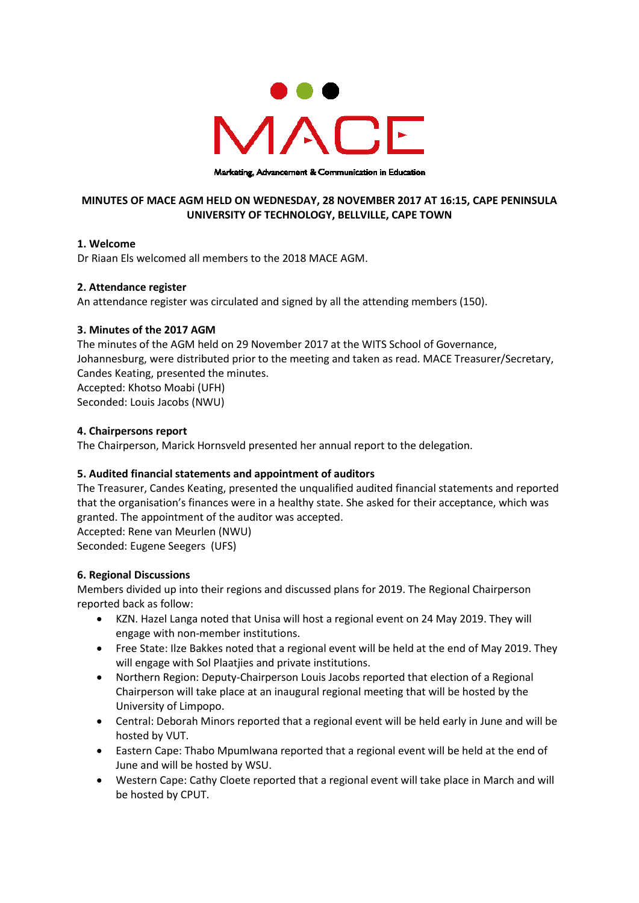MACE

Marketing, Advancement & Communication in Education

**MINUTES OF MACE AGM HELD ON WEDNESDAY, 28 NOVEMBER 2017 AT 16:15, CAPE PENINSULA UNIVERSITY OF TECHNOLOGY, BELLVILLE, CAPE TOWN**

### 1. Welcome

Dr Riaan Els welcomed all members to the 2018 MACE AGM.

### 2. Attendance register

An attendance register was circulated and signed by all the attending members (150).

### 3. Minutes of the 2017 AGM

The minutes of the AGM held on 29 November 2017 at the WITS School of Governance, Johannesburg, were distributed prior to the meeting and taken as read. MACE Treasurer/Secretary, Candes Keating, presented the minutes.
Accepted: Khotso Moabi (UFH)
Seconded: Louis Jacobs (NWU)

### 4. Chairpersons report

The Chairperson, Marick Hornsveld presented her annual report to the delegation.

### 5. Audited financial statements and appointment of auditors

The Treasurer, Candes Keating, presented the unqualified audited financial statements and reported that the organisation's finances were in a healthy state. She asked for their acceptance, which was granted. The appointment of the auditor was accepted.
Accepted: Rene van Meurlen (NWU)
Seconded: Eugene Seegers (UFS)

### 6. Regional Discussions

Members divided up into their regions and discussed plans for 2019. The Regional Chairperson reported back as follow:

- KZN. Hazel Langa noted that Unisa will host a regional event on 24 May 2019. They will engage with non-member institutions.
- Free State: Ilze Bakkes noted that a regional event will be held at the end of May 2019. They will engage with Sol Plaatjies and private institutions.
- Northern Region: Deputy-Chairperson Louis Jacobs reported that election of a Regional Chairperson will take place at an inaugural regional meeting that will be hosted by the University of Limpopo.
- Central: Deborah Minors reported that a regional event will be held early in June and will be hosted by VUT.
- Eastern Cape: Thabo Mpumlwana reported that a regional event will be held at the end of June and will be hosted by WSU.
- Western Cape: Cathy Cloete reported that a regional event will take place in March and will be hosted by CPUT.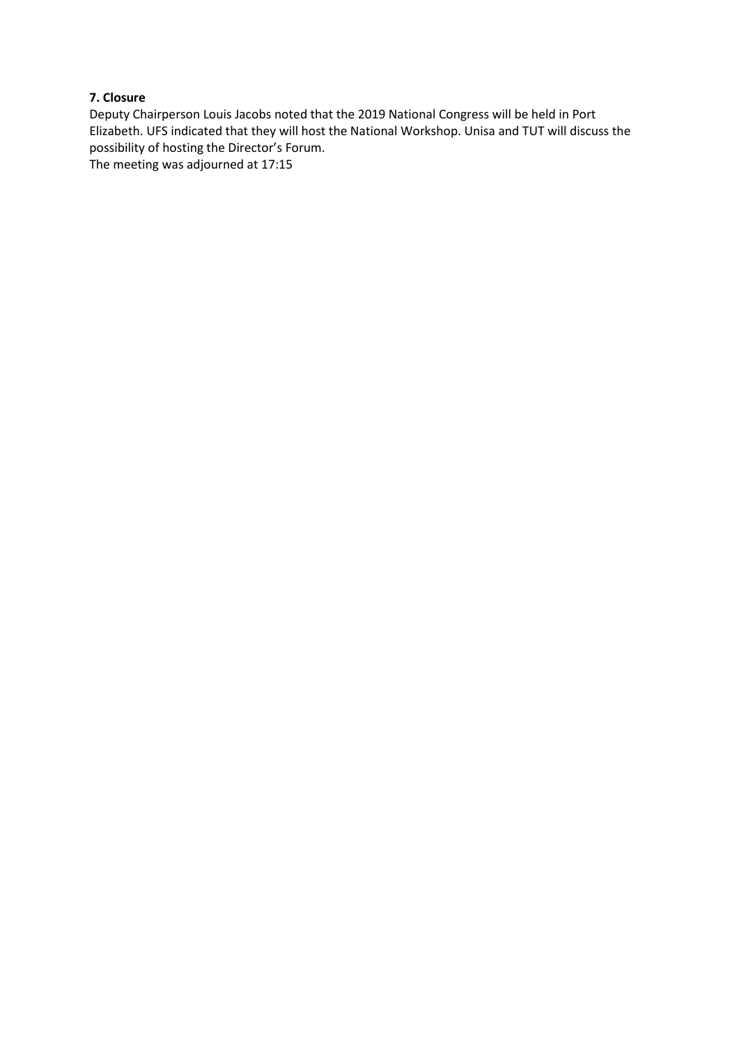**7. Closure**

Deputy Chairperson Louis Jacobs noted that the 2019 National Congress will be held in Port Elizabeth. UFS indicated that they will host the National Workshop. Unisa and TUT will discuss the possibility of hosting the Director's Forum.

The meeting was adjourned at 17:15